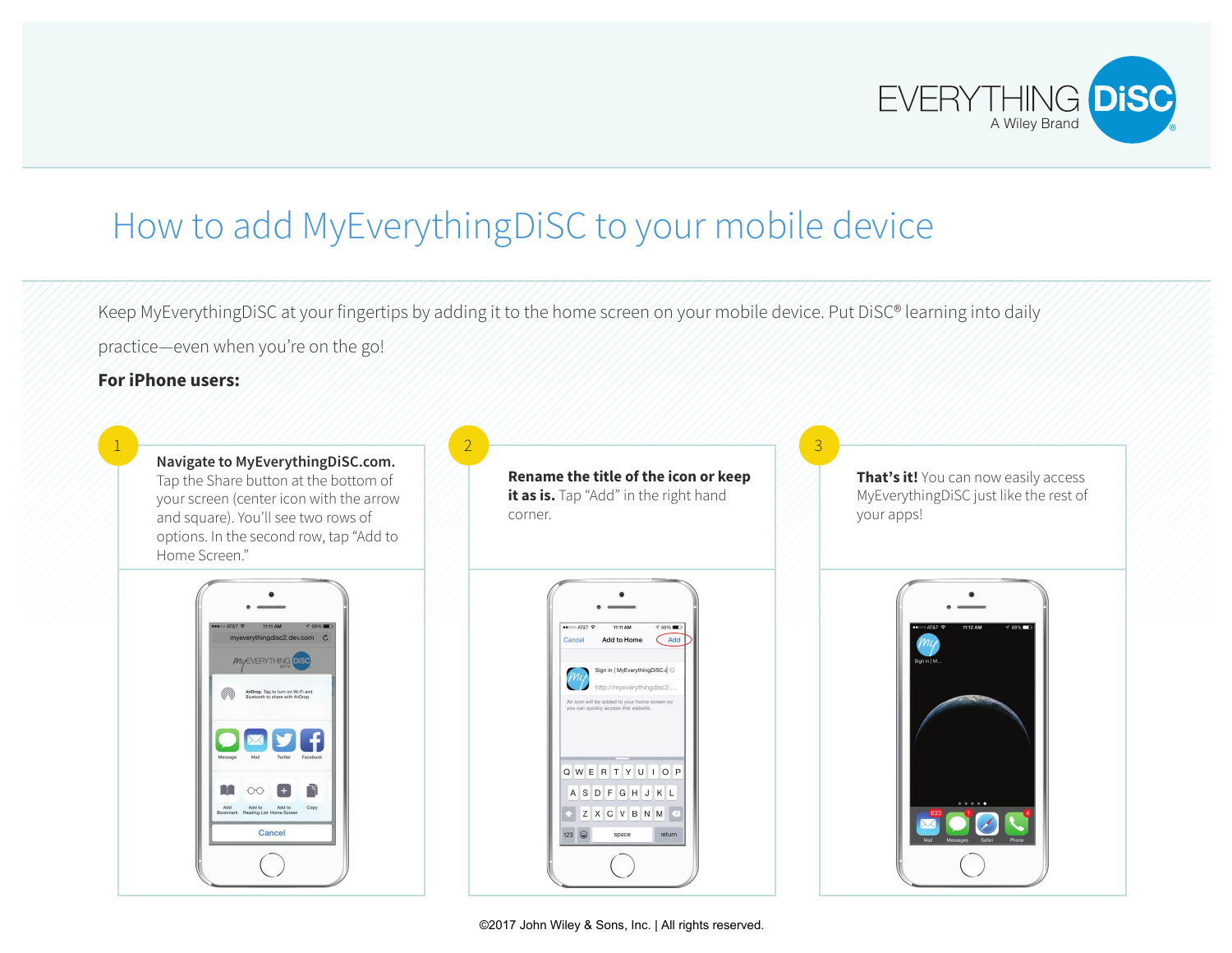EVERYTHING DiSC
A Wiley Brand

# How to add MyEverythingDiSC to your mobile device

Keep MyEverythingDiSC at your fingertips by adding it to the home screen on your mobile device. Put DiSC® learning into daily practice—even when you're on the go!

**For iPhone users:**

1. **Navigate to MyEverythingDiSC.com.** Tap the Share button at the bottom of your screen (center icon with the arrow and square). You'll see two rows of options. In the second row, tap "Add to Home Screen."

2. **Rename the title of the icon or keep it as is.** Tap "Add" in the right hand corner.

3. **That's it!** You can now easily access MyEverythingDiSC just like the rest of your apps!

©2017 John Wiley & Sons, Inc. | All rights reserved.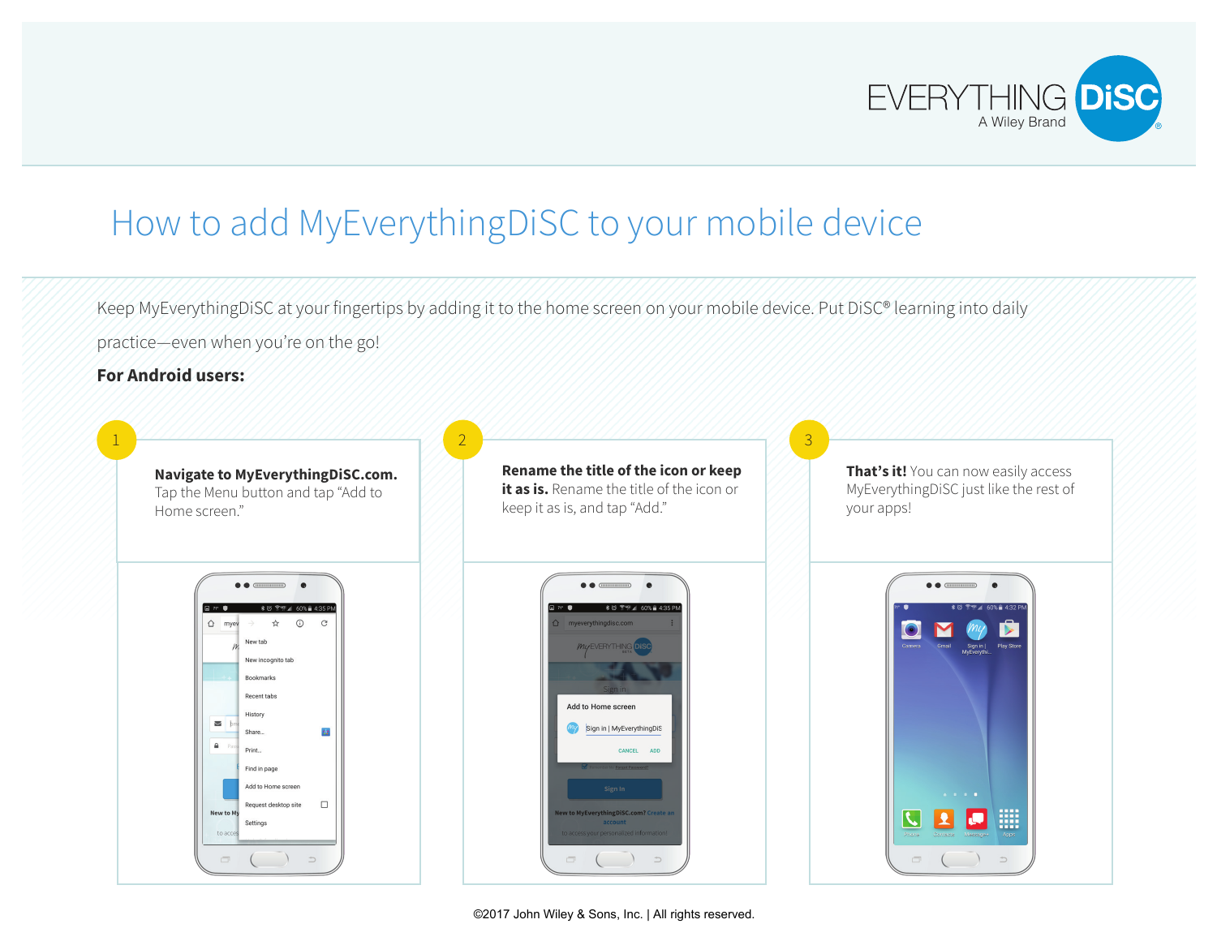EVERYTHING DiSC®
A Wiley Brand

# How to add MyEverythingDiSC to your mobile device

Keep MyEverythingDiSC at your fingertips by adding it to the home screen on your mobile device. Put DiSC® learning into daily practice—even when you're on the go!

**For Android users:**

1

**Navigate to MyEverythingDiSC.com.** Tap the Menu button and tap "Add to Home screen."

2

**Rename the title of the icon or keep it as is.** Rename the title of the icon or keep it as is, and tap "Add."

3

**That's it!** You can now easily access MyEverythingDiSC just like the rest of your apps!

©2017 John Wiley & Sons, Inc. | All rights reserved.